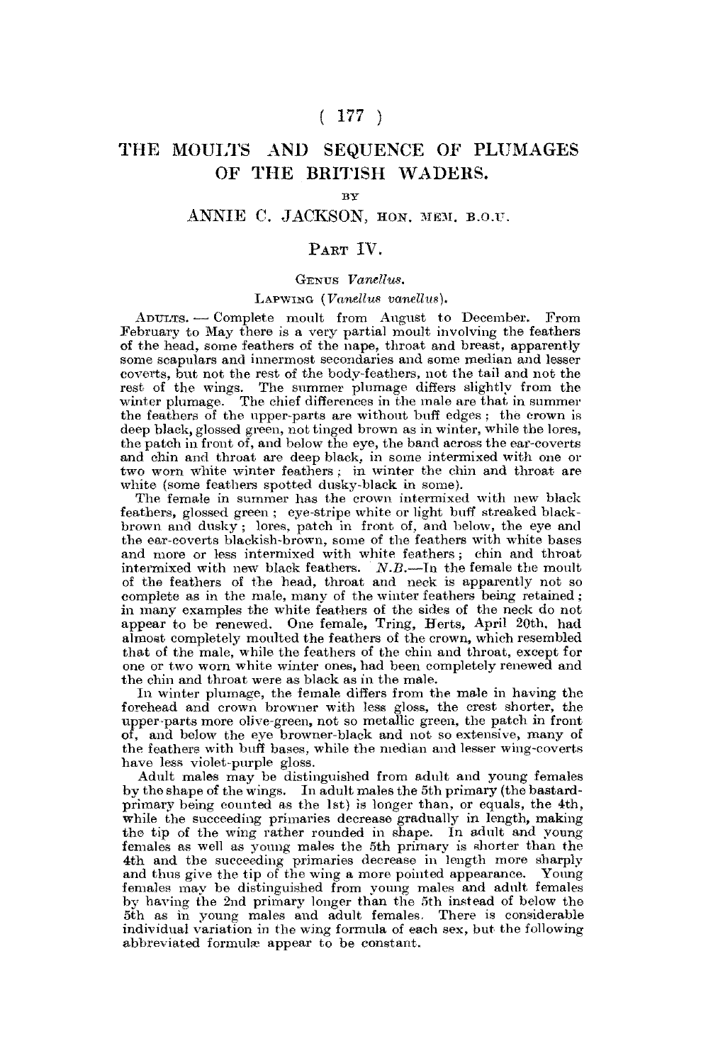# THE MOULTS AND SEQUENCE OF PLUMAGES OF THE BRITISH WADERS.

BY

ANNIE C. JACKSON, HON. MEM. B.O.U.

## PART IV.

### GENUS *Vanellus*.

#### LAPWING (*Vanellus vanellus*).

ADULTS. — Complete moult from August to December. From February to May there is a very partial moult involving the feathers of the head, some feathers of the nape, throat and breast, apparently some scapulars and innermost secondaries and some median and lesser coverts, but not the rest of the body-feathers, not the tail and not the rest of the wings. The summer plumage differs slightly from the winter plumage. The chief differences in the male are that in summer the feathers of the upper-parts are without buff edges; the crown is deep black, glossed green, not tinged brown as in winter, while the lores, the patch in front of, and below the eye, the band across the ear-coverts and chin and throat are deep black, in some intermixed with one or two worn white winter feathers; in winter the chin and throat are white (some feathers spotted dusky-black in some).

The female in summer has the crown intermixed with new black feathers, glossed green; eye-stripe white or light buff streaked black-brown and dusky; lores, patch in front of, and below, the eye and the ear-coverts blackish-brown, some of the feathers with white bases and more or less intermixed with white feathers; chin and throat intermixed with new black feathers. *N.B.*—In the female the moult of the feathers of the head, throat and neck is apparently not so complete as in the male, many of the winter feathers being retained; in many examples the white feathers of the sides of the neck do not appear to be renewed. One female, Tring, Herts, April 20th, had almost completely moulted the feathers of the crown, which resembled that of the male, while the feathers of the chin and throat, except for one or two worn white winter ones, had been completely renewed and the chin and throat were as black as in the male.

In winter plumage, the female differs from the male in having the forehead and crown browner with less gloss, the crest shorter, the upper-parts more olive-green, not so metallic green, the patch in front of, and below the eye browner-black and not so extensive, many of the feathers with buff bases, while the median and lesser wing-coverts have less violet-purple gloss.

Adult males may be distinguished from adult and young females by the shape of the wings. In adult males the 5th primary (the bastard-primary being counted as the 1st) is longer than, or equals, the 4th, while the succeeding primaries decrease gradually in length, making the tip of the wing rather rounded in shape. In adult and young females as well as young males the 5th primary is shorter than the 4th and the succeeding primaries decrease in length more sharply and thus give the tip of the wing a more pointed appearance. Young females may be distinguished from young males and adult females by having the 2nd primary longer than the 5th instead of below the 5th as in young males and adult females. There is considerable individual variation in the wing formula of each sex, but the following abbreviated formulæ appear to be constant.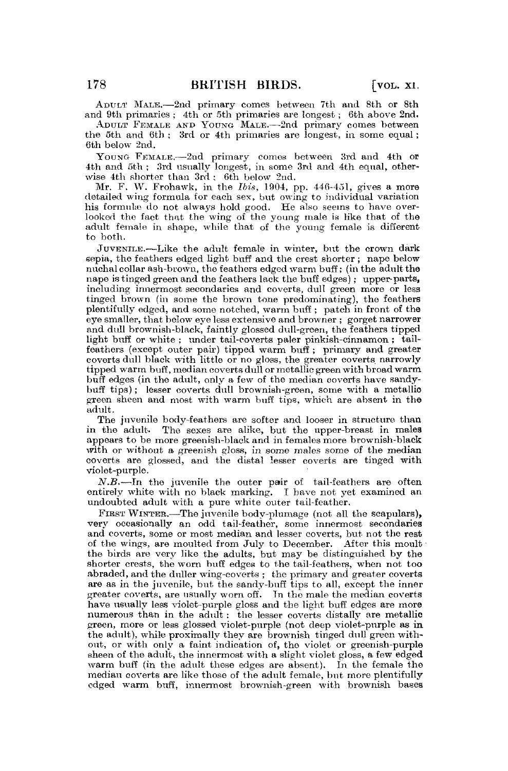ADULT MALE.—2nd primary comes between 7th and 8th or 8th and 9th primaries; 4th or 5th primaries are longest; 6th above 2nd.

ADULT FEMALE AND YOUNG MALE.—2nd primary comes between the 5th and 6th; 3rd or 4th primaries are longest, in some equal; 6th below 2nd.

YOUNG FEMALE.—2nd primary comes between 3rd and 4th or 4th and 5th; 3rd usually longest, in some 3rd and 4th equal, otherwise 4th shorter than 3rd; 6th below 2nd.

Mr. F. W. Frohawk, in the *Ibis*, 1904, pp. 446-451, gives a more detailed wing formula for each sex, but owing to individual variation his formulæ do not always hold good. He also seems to have overlooked the fact that the wing of the young male is like that of the adult female in shape, while that of the young female is different to both.

JUVENILE.—Like the adult female in winter, but the crown dark sepia, the feathers edged light buff and the crest shorter; nape below nuchal collar ash-brown, the feathers edged warm buff; (in the adult the nape is tinged green and the feathers lack the buff edges); upper-parts, including innermost secondaries and coverts, dull green more or less tinged brown (in some the brown tone predominating), the feathers plentifully edged, and some notched, warm buff; patch in front of the eye smaller, that below eye less extensive and browner; gorget narrower and dull brownish-black, faintly glossed dull-green, the feathers tipped light buff or white; under tail-coverts paler pinkish-cinnamon; tail-feathers (except outer pair) tipped warm buff; primary and greater coverts dull black with little or no gloss, the greater coverts narrowly tipped warm buff, median coverts dull or metallic green with broad warm buff edges (in the adult, only a few of the median coverts have sandy-buff tips); lesser coverts dull brownish-green, some with a metallic green sheen and most with warm buff tips, which are absent in the adult.

The juvenile body-feathers are softer and looser in structure than in the adult. The sexes are alike, but the upper-breast in males appears to be more greenish-black and in females more brownish-black with or without a greenish gloss, in some males some of the median coverts are glossed, and the distal lesser coverts are tinged with violet-purple.

*N.B.*—In the juvenile the outer pair of tail-feathers are often entirely white with no black marking. I have not yet examined an undoubted adult with a pure white outer tail-feather.

FIRST WINTER.—The juvenile body-plumage (not all the scapulars), very occasionally an odd tail-feather, some innermost secondaries and coverts, some or most median and lesser coverts, but not the rest of the wings, are moulted from July to December. After this moult the birds are very like the adults, but may be distinguished by the shorter crests, the worn buff edges to the tail-feathers, when not too abraded, and the duller wing-coverts; the primary and greater coverts are as in the juvenile, but the sandy-buff tips to all, except the inner greater coverts, are usually worn off. In the male the median coverts have usually less violet-purple gloss and the light buff edges are more numerous than in the adult: the lesser coverts distally are metallic green, more or less glossed violet-purple (not deep violet-purple as in the adult), while proximally they are brownish tinged dull green without, or with only a faint indication of, the violet or greenish-purple sheen of the adult, the innermost with a slight violet gloss, a few edged warm buff (in the adult these edges are absent). In the female the median coverts are like those of the adult female, but more plentifully edged warm buff, innermost brownish-green with brownish bases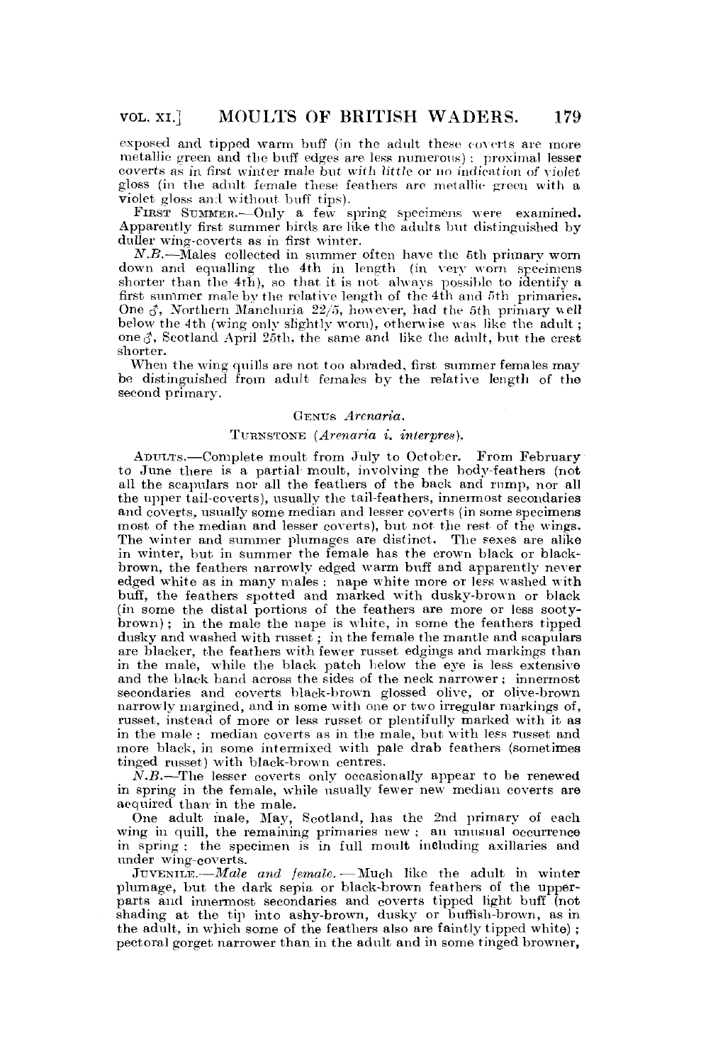exposed and tipped warm buff (in the adult these coverts are more metallic green and the buff edges are less numerous); proximal lesser coverts as in first winter male but *with little* or no *indication* of violet gloss (in the adult female these feathers are metallic green with a violet gloss and without buff tips).

FIRST SUMMER.—Only a few spring specimens were examined. Apparently first summer birds are like the adults but distinguished by duller wing-coverts as in first winter.

*N.B.*—Males collected in summer often have the 5th primary worn down and equalling the 4th in length (in very worn specimens shorter than the 4th), so that it is not always possible to identify a first summer male by the relative length of the 4th and 5th primaries. One ♂, Northern Manchuria 22/5, however, had the 5th primary well below the 4th (wing only slightly worn), otherwise was like the adult; one ♂, Scotland April 25th, the same and like the adult, but the crest shorter.

When the wing quills are not too abraded, first summer females may be distinguished from adult females by the relative length of the second primary.

## GENUS *Arenaria*.

### TURNSTONE (*Arenaria i. interpres*).

ADULTS.—Complete moult from July to October. From February to June there is a partial moult, involving the body-feathers (not all the scapulars nor all the feathers of the back and rump, nor all the upper tail-coverts), usually the tail-feathers, innermost secondaries and coverts, usually some median and lesser coverts (in some specimens most of the median and lesser coverts), but not the rest of the wings. The winter and summer plumages are distinct. The sexes are alike in winter, but in summer the female has the crown black or black-brown, the feathers narrowly edged warm buff and apparently never edged white as in many males; nape white more or less washed with buff, the feathers spotted and marked with dusky-brown or black (in some the distal portions of the feathers are more or less sooty-brown); in the male the nape is white, in some the feathers tipped dusky and washed with russet; in the female the mantle and scapulars are blacker, the feathers with fewer russet edgings and markings than in the male, while the black patch below the eye is less extensive and the black band across the sides of the neck narrower; innermost secondaries and coverts black-brown glossed olive, or olive-brown narrowly margined, and in some with one or two irregular markings of, russet, instead of more or less russet or plentifully marked with it as in the male: median coverts as in the male, but with less russet and more black, in some intermixed with pale drab feathers (sometimes tinged russet) with black-brown centres.

*N.B.*—The lesser coverts only occasionally appear to be renewed in spring in the female, while usually fewer new median coverts are acquired than in the male.

One adult male, May, Scotland, has the 2nd primary of each wing in quill, the remaining primaries new; an unusual occurrence in spring: the specimen is in full moult including axillaries and under wing-coverts.

JUVENILE.—*Male and female.*—Much like the adult in winter plumage, but the dark sepia or black-brown feathers of the upper-parts and innermost secondaries and coverts tipped light buff (not shading at the tip into ashy-brown, dusky or buffish-brown, as in the adult, in which some of the feathers also are faintly tipped white); pectoral gorget narrower than in the adult and in some tinged browner,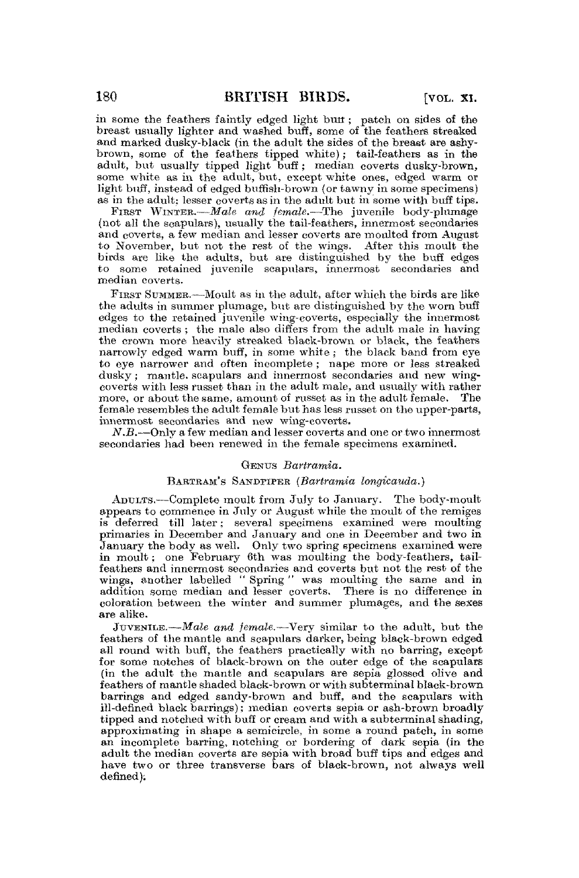in some the feathers faintly edged light buff; patch on sides of the breast usually lighter and washed buff, some of the feathers streaked and marked dusky-black (in the adult the sides of the breast are ashy-brown, some of the feathers tipped white); tail-feathers as in the adult, but usually tipped light buff; median coverts dusky-brown, some white as in the adult, but, except white ones, edged warm or light buff, instead of edged buffish-brown (or tawny in some specimens) as in the adult; lesser coverts as in the adult but in some with buff tips.

FIRST WINTER.—*Male and female.*—The juvenile body-plumage (not all the scapulars), usually the tail-feathers, innermost secondaries and coverts, a few median and lesser coverts are moulted from August to November, but not the rest of the wings. After this moult the birds are like the adults, but are distinguished by the buff edges to some retained juvenile scapulars, innermost secondaries and median coverts.

FIRST SUMMER.—Moult as in the adult, after which the birds are like the adults in summer plumage, but are distinguished by the worn buff edges to the retained juvenile wing-coverts, especially the innermost median coverts; the male also differs from the adult male in having the crown more heavily streaked black-brown or black, the feathers narrowly edged warm buff, in some white; the black band from eye to eye narrower and often incomplete; nape more or less streaked dusky; mantle, scapulars and innermost secondaries and new wing-coverts with less russet than in the adult male, and usually with rather more, or about the same, amount of russet as in the adult female. The female resembles the adult female but has less russet on the upper-parts, innermost secondaries and new wing-coverts.

*N.B.*—Only a few median and lesser coverts and one or two innermost secondaries had been renewed in the female specimens examined.

### GENUS *Bartramia.*

#### BARTRAM'S SANDPIPER (*Bartramia longicauda.*)

ADULTS.—Complete moult from July to January. The body-moult appears to commence in July or August while the moult of the remiges is deferred till later; several specimens examined were moulting primaries in December and January and one in December and two in January the body as well. Only two spring specimens examined were in moult; one February 6th was moulting the body-feathers, tail-feathers and innermost secondaries and coverts but not the rest of the wings, another labelled "Spring" was moulting the same and in addition some median and lesser coverts. There is no difference in coloration between the winter and summer plumages, and the sexes are alike.

JUVENILE.—*Male and female.*—Very similar to the adult, but the feathers of the mantle and scapulars darker, being black-brown edged all round with buff, the feathers practically with no barring, except for some notches of black-brown on the outer edge of the scapulars (in the adult the mantle and scapulars are sepia glossed olive and feathers of mantle shaded black-brown or with subterminal black-brown barrings and edged sandy-brown and buff, and the scapulars with ill-defined black barrings); median coverts sepia or ash-brown broadly tipped and notched with buff or cream and with a subterminal shading, approximating in shape a semicircle, in some a round patch, in some an incomplete barring, notching or bordering of dark sepia (in the adult the median coverts are sepia with broad buff tips and edges and have two or three transverse bars of black-brown, not always well defined).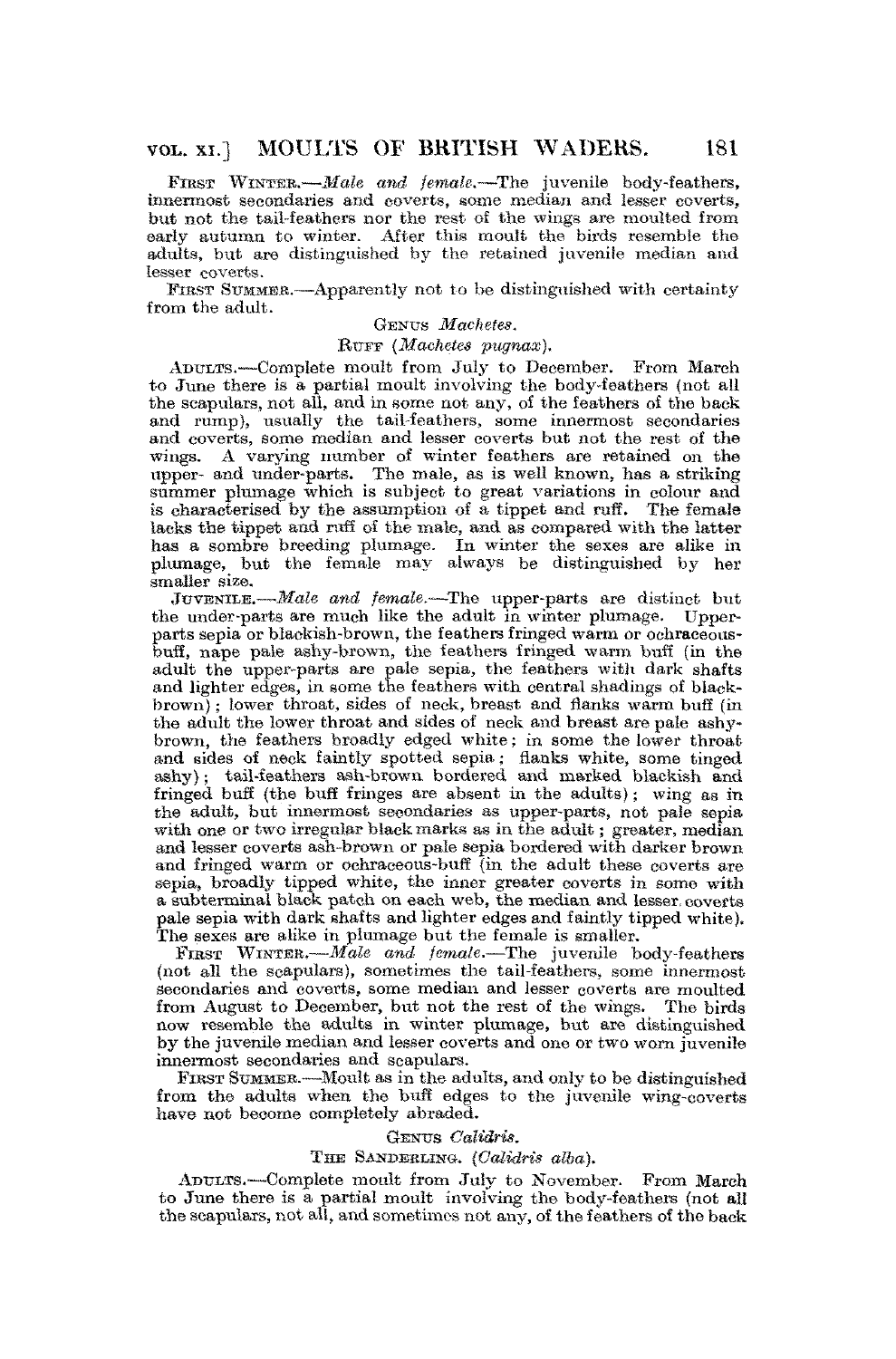First Winter.—*Male and female.*—The juvenile body-feathers, innermost secondaries and coverts, some median and lesser coverts, but not the tail-feathers nor the rest of the wings are moulted from early autumn to winter. After this moult the birds resemble the adults, but are distinguished by the retained juvenile median and lesser coverts.

First Summer.—Apparently not to be distinguished with certainty from the adult.

### Genus *Machetes*.

#### Ruff (*Machetes pugnax*).

Adults.—Complete moult from July to December. From March to June there is a partial moult involving the body-feathers (not all the scapulars, not all, and in some not any, of the feathers of the back and rump), usually the tail-feathers, some innermost secondaries and coverts, some median and lesser coverts but not the rest of the wings. A varying number of winter feathers are retained on the upper- and under-parts. The male, as is well known, has a striking summer plumage which is subject to great variations in colour and is characterised by the assumption of a tippet and ruff. The female lacks the tippet and ruff of the male, and as compared with the latter has a sombre breeding plumage. In winter the sexes are alike in plumage, but the female may always be distinguished by her smaller size.

Juvenile.—*Male and female.*—The upper-parts are distinct but the under-parts are much like the adult in winter plumage. Upper-parts sepia or blackish-brown, the feathers fringed warm or ochraceous-buff, nape pale ashy-brown, the feathers fringed warm buff (in the adult the upper-parts are pale sepia, the feathers with dark shafts and lighter edges, in some the feathers with central shadings of black-brown); lower throat, sides of neck, breast and flanks warm buff (in the adult the lower throat and sides of neck and breast are pale ashy-brown, the feathers broadly edged white; in some the lower throat and sides of neck faintly spotted sepia; flanks white, some tinged ashy); tail-feathers ash-brown bordered and marked blackish and fringed buff (the buff fringes are absent in the adults); wing as in the adult, but innermost secondaries as upper-parts, not pale sepia with one or two irregular black marks as in the adult; greater, median and lesser coverts ash-brown or pale sepia bordered with darker brown and fringed warm or ochraceous-buff (in the adult these coverts are sepia, broadly tipped white, the inner greater coverts in some with a subterminal black patch on each web, the median and lesser coverts pale sepia with dark shafts and lighter edges and faintly tipped white). The sexes are alike in plumage but the female is smaller.

First Winter.—*Male and female.*—The juvenile body-feathers (not all the scapulars), sometimes the tail-feathers, some innermost secondaries and coverts, some median and lesser coverts are moulted from August to December, but not the rest of the wings. The birds now resemble the adults in winter plumage, but are distinguished by the juvenile median and lesser coverts and one or two worn juvenile innermost secondaries and scapulars.

First Summer.—Moult as in the adults, and only to be distinguished from the adults when the buff edges to the juvenile wing-coverts have not become completely abraded.

### Genus *Calidris*.

#### The Sanderling. (*Calidris alba*).

Adults.—Complete moult from July to November. From March to June there is a partial moult involving the body-feathers (not all the scapulars, not all, and sometimes not any, of the feathers of the back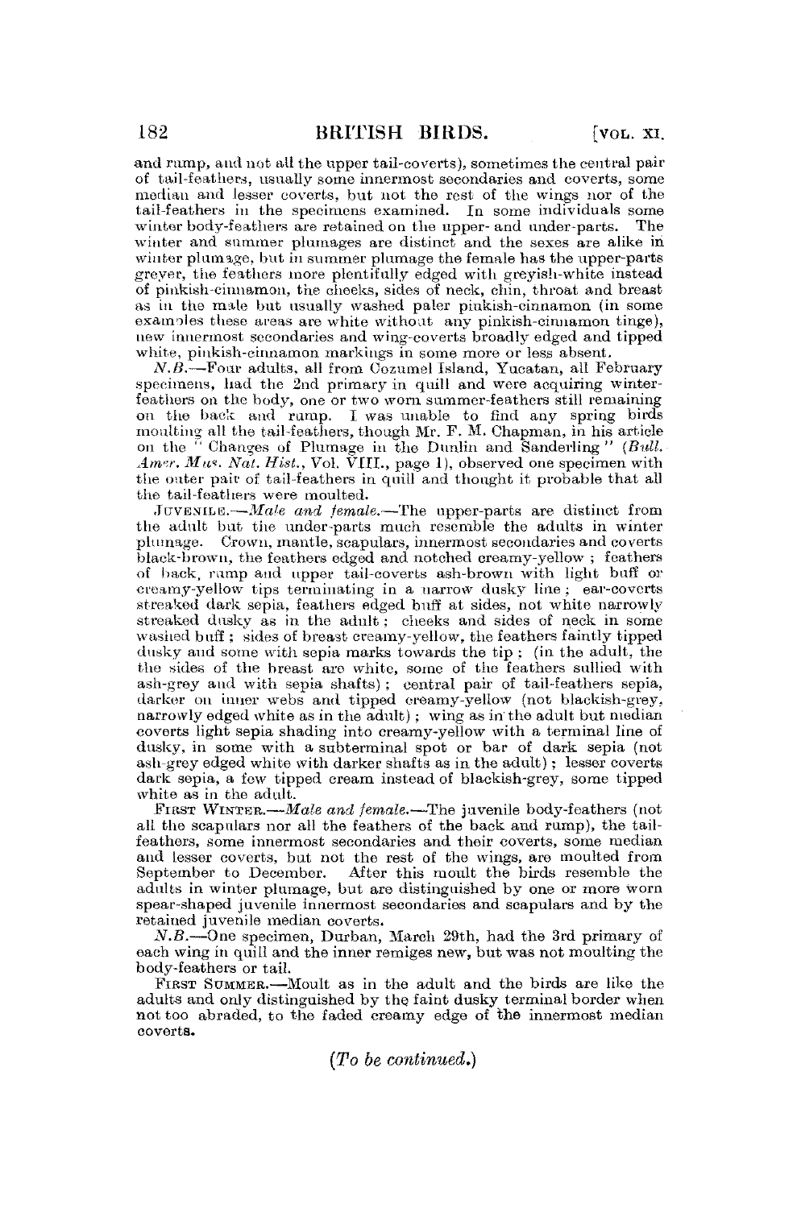and rump, and not all the upper tail-coverts), sometimes the central pair of tail-feathers, usually some innermost secondaries and coverts, some median and lesser coverts, but not the rest of the wings nor of the tail-feathers in the specimens examined. In some individuals some winter body-feathers are retained on the upper- and under-parts. The winter and summer plumages are distinct and the sexes are alike in winter plumage, but in summer plumage the female has the upper-parts greyer, the feathers more plentifully edged with greyish-white instead of pinkish-cinnamon, the cheeks, sides of neck, chin, throat and breast as in the male but usually washed paler pinkish-cinnamon (in some examples these areas are white without any pinkish-cinnamon tinge), new innermost secondaries and wing-coverts broadly edged and tipped white, pinkish-cinnamon markings in some more or less absent.

*N.B.*—Four adults, all from Cozumel Island, Yucatan, all February specimens, had the 2nd primary in quill and were acquiring winter-feathers on the body, one or two worn summer-feathers still remaining on the back and rump. I was unable to find any spring birds moulting all the tail-feathers, though Mr. F. M. Chapman, in his article on the "Changes of Plumage in the Dunlin and Sanderling" (*Bull. Amer. Mus. Nat. Hist.*, Vol. VIII., page 1), observed one specimen with the outer pair of tail-feathers in quill and thought it probable that all the tail-feathers were moulted.

JUVENILE.—*Male and female.*—The upper-parts are distinct from the adult but the under-parts much resemble the adults in winter plumage. Crown, mantle, scapulars, innermost secondaries and coverts black-brown, the feathers edged and notched creamy-yellow; feathers of back, rump and upper tail-coverts ash-brown with light buff or creamy-yellow tips terminating in a narrow dusky line; ear-coverts streaked dark sepia, feathers edged buff at sides, not white narrowly streaked dusky as in the adult; cheeks and sides of neck in some washed buff; sides of breast creamy-yellow, the feathers faintly tipped dusky and some with sepia marks towards the tip; (in the adult, the the sides of the breast are white, some of the feathers sullied with ash-grey and with sepia shafts); central pair of tail-feathers sepia, darker on inner webs and tipped creamy-yellow (not blackish-grey, narrowly edged white as in the adult); wing as in the adult but median coverts light sepia shading into creamy-yellow with a terminal line of dusky, in some with a subterminal spot or bar of dark sepia (not ash-grey edged white with darker shafts as in the adult); lesser coverts dark sepia, a few tipped cream instead of blackish-grey, some tipped white as in the adult.

FIRST WINTER.—*Male and female.*—The juvenile body-feathers (not all the scapulars nor all the feathers of the back and rump), the tail-feathers, some innermost secondaries and their coverts, some median and lesser coverts, but not the rest of the wings, are moulted from September to December. After this moult the birds resemble the adults in winter plumage, but are distinguished by one or more worn spear-shaped juvenile innermost secondaries and scapulars and by the retained juvenile median coverts.

*N.B.*—One specimen, Durban, March 29th, had the 3rd primary of each wing in quill and the inner remiges new, but was not moulting the body-feathers or tail.

FIRST SUMMER.—Moult as in the adult and the birds are like the adults and only distinguished by the faint dusky terminal border when not too abraded, to the faded creamy edge of the innermost median coverts.

(*To be continued.*)